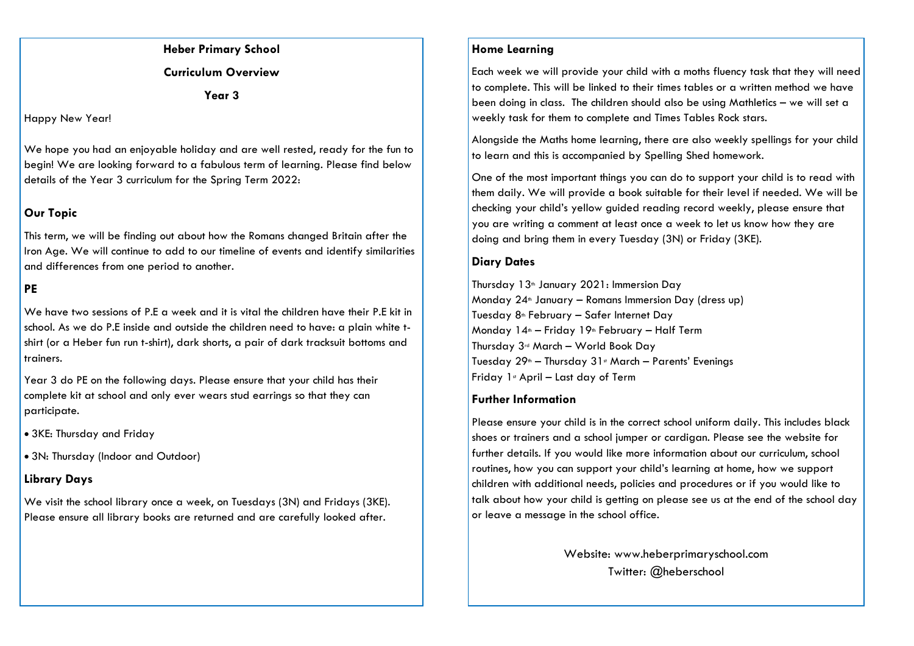## Heber Primary School

## Curriculum Overview

## Year 3

Happy New Year!

We hope you had an enjoyable holiday and are well rested, ready for the fun to begin! We are looking forward to a fabulous term of learning. Please find below details of the Year 3 curriculum for the Spring Term 2022:

### Our Topic

This term, we will be finding out about how the Romans changed Britain after the Iron Age. We will continue to add to our timeline of events and identify similarities and differences from one period to another.

### PE

We have two sessions of P.E a week and it is vital the children have their P.E kit in school. As we do P.E inside and outside the children need to have: a plain white t-shirt (or a Heber fun run t-shirt), dark shorts, a pair of dark tracksuit bottoms and trainers.

Year 3 do PE on the following days. Please ensure that your child has their complete kit at school and only ever wears stud earrings so that they can participate.

- 3KE: Thursday and Friday
- 3N: Thursday (Indoor and Outdoor)

### Library Days

We visit the school library once a week, on Tuesdays (3N) and Fridays (3KE). Please ensure all library books are returned and are carefully looked after.

### Home Learning

Each week we will provide your child with a moths fluency task that they will need to complete. This will be linked to their times tables or a written method we have been doing in class. The children should also be using Mathletics – we will set a weekly task for them to complete and Times Tables Rock stars.

Alongside the Maths home learning, there are also weekly spellings for your child to learn and this is accompanied by Spelling Shed homework.

One of the most important things you can do to support your child is to read with them daily. We will provide a book suitable for their level if needed. We will be checking your child's yellow guided reading record weekly, please ensure that you are writing a comment at least once a week to let us know how they are doing and bring them in every Tuesday (3N) or Friday (3KE).

### Diary Dates

Thursday 13th January 2021: Immersion Day
Monday 24th January – Romans Immersion Day (dress up)
Tuesday 8th February – Safer Internet Day
Monday 14th – Friday 19th February – Half Term
Thursday 3rd March – World Book Day
Tuesday 29th – Thursday 31st March – Parents' Evenings
Friday 1st April – Last day of Term

### Further Information

Please ensure your child is in the correct school uniform daily. This includes black shoes or trainers and a school jumper or cardigan. Please see the website for further details. If you would like more information about our curriculum, school routines, how you can support your child's learning at home, how we support children with additional needs, policies and procedures or if you would like to talk about how your child is getting on please see us at the end of the school day or leave a message in the school office.

Website: www.heberprimaryschool.com
Twitter: @heberschool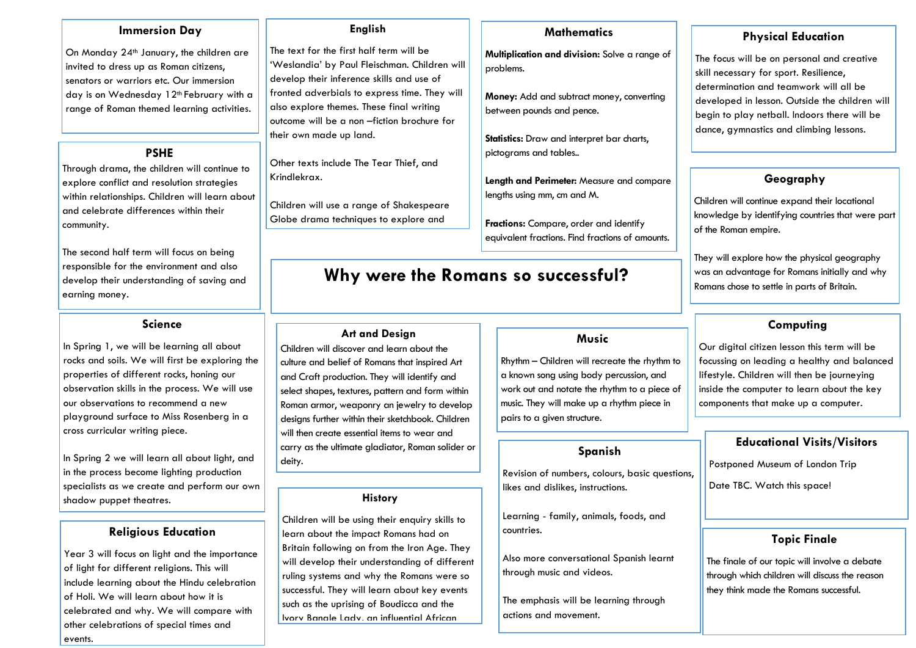# Why were the Romans so successful?

## Immersion Day

On Monday 24th January, the children are invited to dress up as Roman citizens, senators or warriors etc. Our immersion day is on Wednesday 12th February with a range of Roman themed learning activities.

## PSHE

Through drama, the children will continue to explore conflict and resolution strategies within relationships. Children will learn about and celebrate differences within their community.

The second half term will focus on being responsible for the environment and also develop their understanding of saving and earning money.

## Science

In Spring 1, we will be learning all about rocks and soils. We will first be exploring the properties of different rocks, honing our observation skills in the process. We will use our observations to recommend a new playground surface to Miss Rosenberg in a cross curricular writing piece.

In Spring 2 we will learn all about light, and in the process become lighting production specialists as we create and perform our own shadow puppet theatres.

## Religious Education

Year 3 will focus on light and the importance of light for different religions. This will include learning about the Hindu celebration of Holi. We will learn about how it is celebrated and why. We will compare with other celebrations of special times and events.

## English

The text for the first half term will be 'Weslandia' by Paul Fleischman. Children will develop their inference skills and use of fronted adverbials to express time. They will also explore themes. These final writing outcome will be a non –fiction brochure for their own made up land.

Other texts include The Tear Thief, and Krindlekrax.

Children will use a range of Shakespeare Globe drama techniques to explore and

## Art and Design

Children will discover and learn about the culture and belief of Romans that inspired Art and Craft production. They will identify and select shapes, textures, pattern and form within Roman armor, weaponry an jewelry to develop designs further within their sketchbook. Children will then create essential items to wear and carry as the ultimate gladiator, Roman solider or deity.

## History

Children will be using their enquiry skills to learn about the impact Romans had on Britain following on from the Iron Age. They will develop their understanding of different ruling systems and why the Romans were so successful. They will learn about key events such as the uprising of Boudicca and the Ivory Bangle Lady, an influential African

## Mathematics

**Multiplication and division:** Solve a range of problems.

**Money:** Add and subtract money, converting between pounds and pence.

**Statistics:** Draw and interpret bar charts, pictograms and tables..

**Length and Perimeter:** Measure and compare lengths using mm, cm and M.

**Fractions:** Compare, order and identify equivalent fractions. Find fractions of amounts.

## Music

Rhythm – Children will recreate the rhythm to a known song using body percussion, and work out and notate the rhythm to a piece of music. They will make up a rhythm piece in pairs to a given structure.

## Spanish

Revision of numbers, colours, basic questions, likes and dislikes, instructions.

Learning - family, animals, foods, and countries.

Also more conversational Spanish learnt through music and videos.

The emphasis will be learning through actions and movement.

## Physical Education

The focus will be on personal and creative skill necessary for sport. Resilience, determination and teamwork will all be developed in lesson. Outside the children will begin to play netball. Indoors there will be dance, gymnastics and climbing lessons.

## Geography

Children will continue expand their locational knowledge by identifying countries that were part of the Roman empire.

They will explore how the physical geography was an advantage for Romans initially and why Romans chose to settle in parts of Britain.

## Computing

Our digital citizen lesson this term will be focussing on leading a healthy and balanced lifestyle. Children will then be journeying inside the computer to learn about the key components that make up a computer.

## Educational Visits/Visitors

Postponed Museum of London Trip

Date TBC. Watch this space!

## Topic Finale

The finale of our topic will involve a debate through which children will discuss the reason they think made the Romans successful.